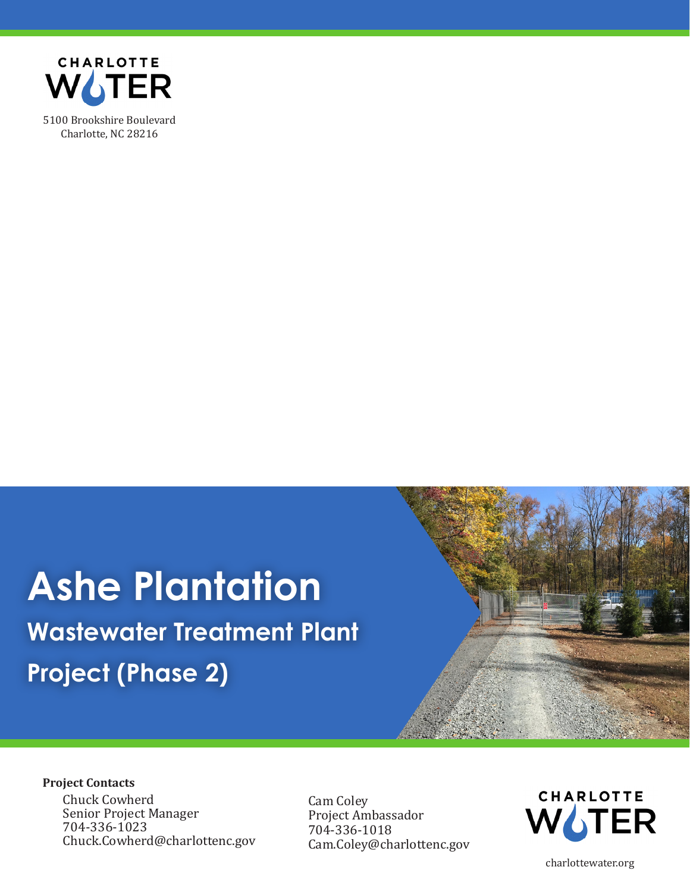CHARLOTTE WATER

5100 Brookshire Boulevard
Charlotte, NC 28216

# Ashe Plantation

## Wastewater Treatment Plant

## Project (Phase 2)

**Project Contacts**

Chuck Cowherd
Senior Project Manager
704-336-1023
Chuck.Cowherd@charlottenc.gov

Cam Coley
Project Ambassador
704-336-1018
Cam.Coley@charlottenc.gov

CHARLOTTE WATER

charlottewater.org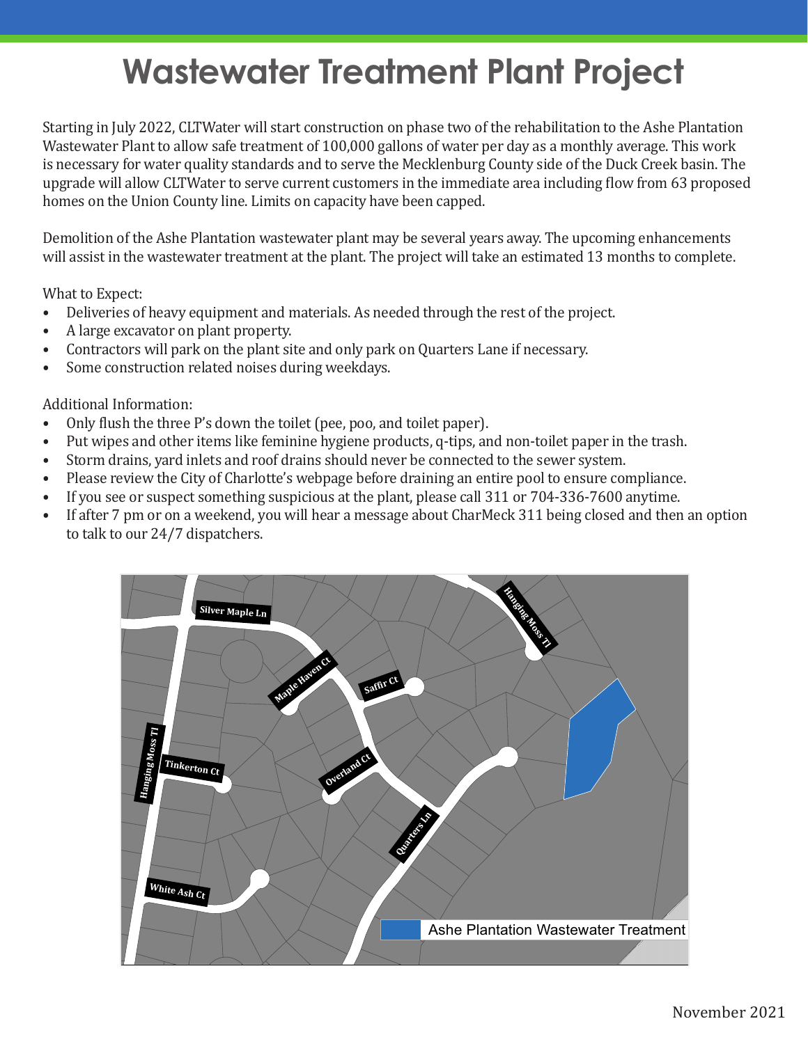# Wastewater Treatment Plant Project

Starting in July 2022, CLTWater will start construction on phase two of the rehabilitation to the Ashe Plantation Wastewater Plant to allow safe treatment of 100,000 gallons of water per day as a monthly average. This work is necessary for water quality standards and to serve the Mecklenburg County side of the Duck Creek basin. The upgrade will allow CLTWater to serve current customers in the immediate area including flow from 63 proposed homes on the Union County line. Limits on capacity have been capped.

Demolition of the Ashe Plantation wastewater plant may be several years away. The upcoming enhancements will assist in the wastewater treatment at the plant. The project will take an estimated 13 months to complete.

What to Expect:

- Deliveries of heavy equipment and materials. As needed through the rest of the project.
- A large excavator on plant property.
- Contractors will park on the plant site and only park on Quarters Lane if necessary.
- Some construction related noises during weekdays.

Additional Information:

- Only flush the three P's down the toilet (pee, poo, and toilet paper).
- Put wipes and other items like feminine hygiene products, q-tips, and non-toilet paper in the trash.
- Storm drains, yard inlets and roof drains should never be connected to the sewer system.
- Please review the City of Charlotte's webpage before draining an entire pool to ensure compliance.
- If you see or suspect something suspicious at the plant, please call 311 or 704-336-7600 anytime.
- If after 7 pm or on a weekend, you will hear a message about CharMeck 311 being closed and then an option to talk to our 24/7 dispatchers.

Silver Maple Ln
Hanging Moss Tl
Maple Haven Ct
Saffir Ct
Hanging Moss Tl
Tinkerton Ct
Overland Ct
Quarters Ln
White Ash Ct
Ashe Plantation Wastewater Treatment

November 2021